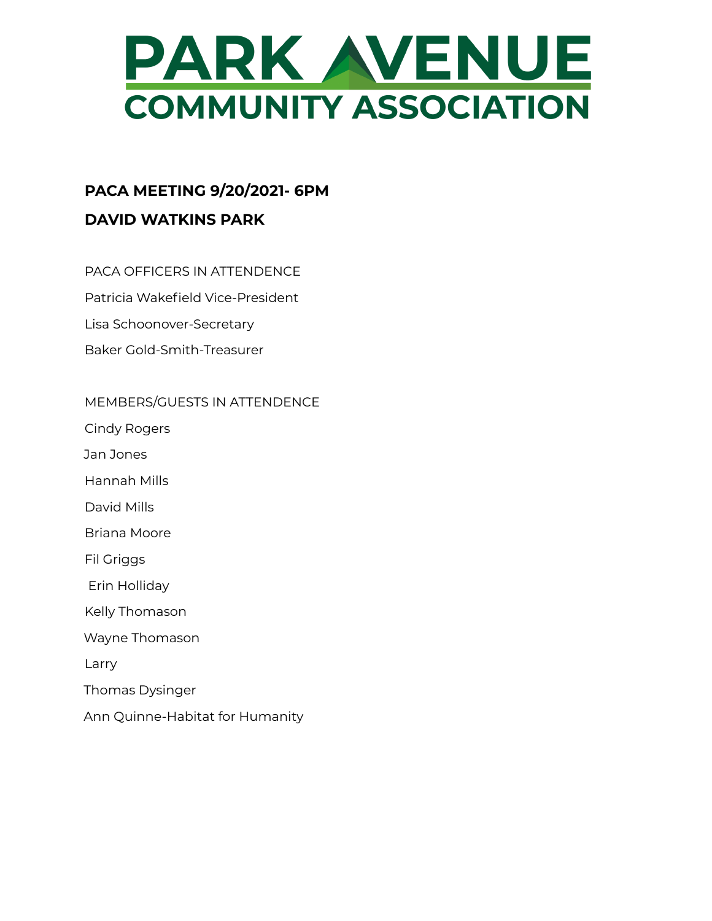# PARK AVENUE COMMUNITY ASSOCIATION

**PACA MEETING 9/20/2021- 6PM**

**DAVID WATKINS PARK**

PACA OFFICERS IN ATTENDENCE

Patricia Wakefield Vice-President

Lisa Schoonover-Secretary

Baker Gold-Smith-Treasurer

MEMBERS/GUESTS IN ATTENDENCE

Cindy Rogers

Jan Jones

Hannah Mills

David Mills

Briana Moore

Fil Griggs

Erin Holliday

Kelly Thomason

Wayne Thomason

Larry

Thomas Dysinger

Ann Quinne-Habitat for Humanity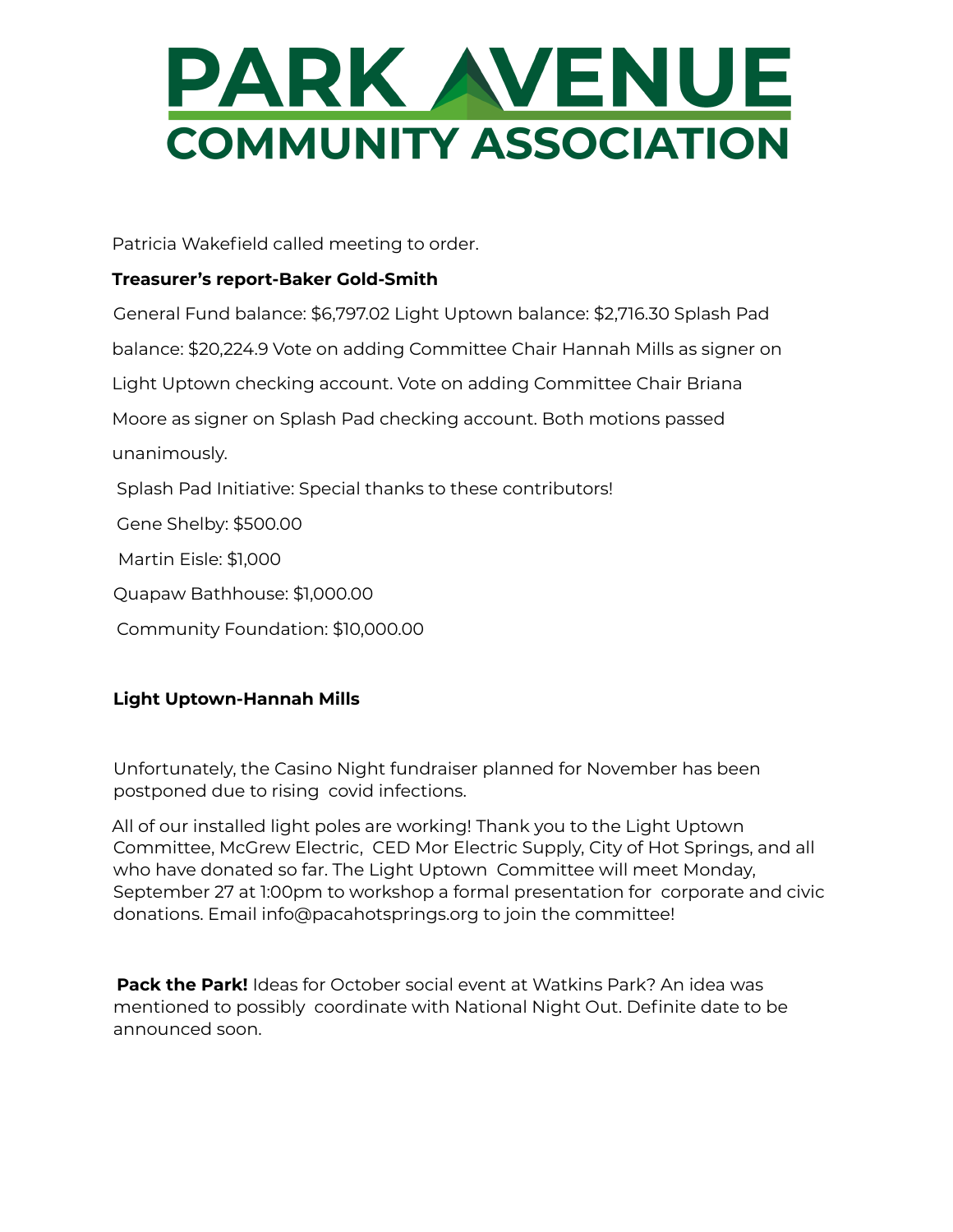# PARK AVENUE COMMUNITY ASSOCIATION

Patricia Wakefield called meeting to order.

**Treasurer's report-Baker Gold-Smith**

General Fund balance: $6,797.02 Light Uptown balance: $2,716.30 Splash Pad balance: $20,224.9 Vote on adding Committee Chair Hannah Mills as signer on Light Uptown checking account. Vote on adding Committee Chair Briana Moore as signer on Splash Pad checking account. Both motions passed unanimously.

Splash Pad Initiative: Special thanks to these contributors!

Gene Shelby: $500.00

Martin Eisle: $1,000

Quapaw Bathhouse: $1,000.00

Community Foundation: $10,000.00

**Light Uptown-Hannah Mills**

Unfortunately, the Casino Night fundraiser planned for November has been postponed due to rising covid infections.

All of our installed light poles are working! Thank you to the Light Uptown Committee, McGrew Electric, CED Mor Electric Supply, City of Hot Springs, and all who have donated so far. The Light Uptown Committee will meet Monday, September 27 at 1:00pm to workshop a formal presentation for corporate and civic donations. Email info@pacahotsprings.org to join the committee!

**Pack the Park!** Ideas for October social event at Watkins Park? An idea was mentioned to possibly coordinate with National Night Out. Definite date to be announced soon.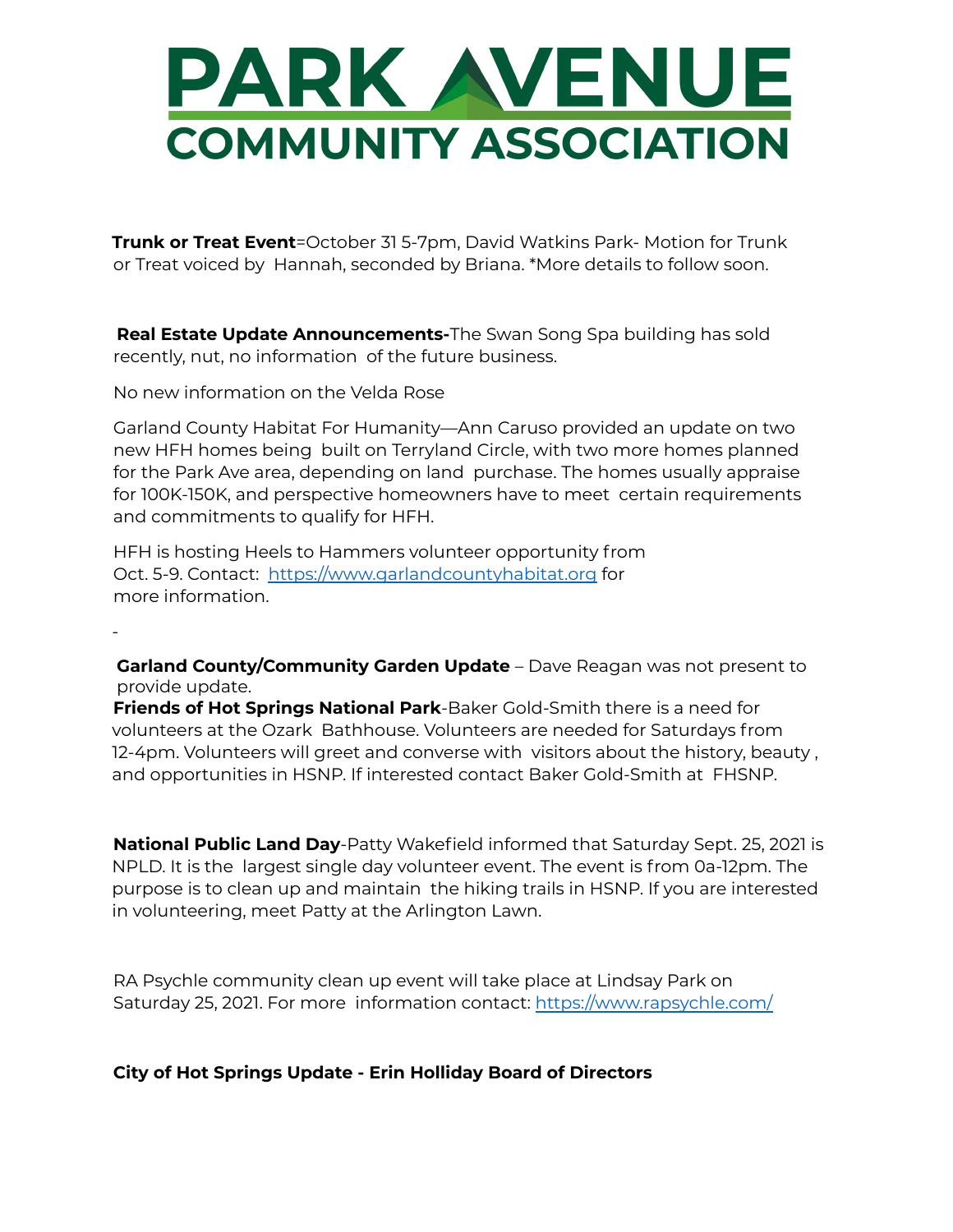# PARK AVENUE COMMUNITY ASSOCIATION

**Trunk or Treat Event**=October 31 5-7pm, David Watkins Park- Motion for Trunk or Treat voiced by Hannah, seconded by Briana. *More details to follow soon.

**Real Estate Update Announcements-**The Swan Song Spa building has sold recently, nut, no information of the future business.

No new information on the Velda Rose

Garland County Habitat For Humanity—Ann Caruso provided an update on two new HFH homes being built on Terryland Circle, with two more homes planned for the Park Ave area, depending on land purchase. The homes usually appraise for 100K-150K, and perspective homeowners have to meet certain requirements and commitments to qualify for HFH.

HFH is hosting Heels to Hammers volunteer opportunity from Oct. 5-9. Contact: [https://www.garlandcountyhabitat.org](https://www.garlandcountyhabitat.org) for more information.

-

**Garland County/Community Garden Update** – Dave Reagan was not present to provide update.

**Friends of Hot Springs National Park**-Baker Gold-Smith there is a need for volunteers at the Ozark Bathhouse. Volunteers are needed for Saturdays from 12-4pm. Volunteers will greet and converse with visitors about the history, beauty , and opportunities in HSNP. If interested contact Baker Gold-Smith at FHSNP.

**National Public Land Day**-Patty Wakefield informed that Saturday Sept. 25, 2021 is NPLD. It is the largest single day volunteer event. The event is from 0a-12pm. The purpose is to clean up and maintain the hiking trails in HSNP. If you are interested in volunteering, meet Patty at the Arlington Lawn.

RA Psychle community clean up event will take place at Lindsay Park on Saturday 25, 2021. For more information contact: [https://www.rapsychle.com/](https://www.rapsychle.com/)

**City of Hot Springs Update - Erin Holliday Board of Directors**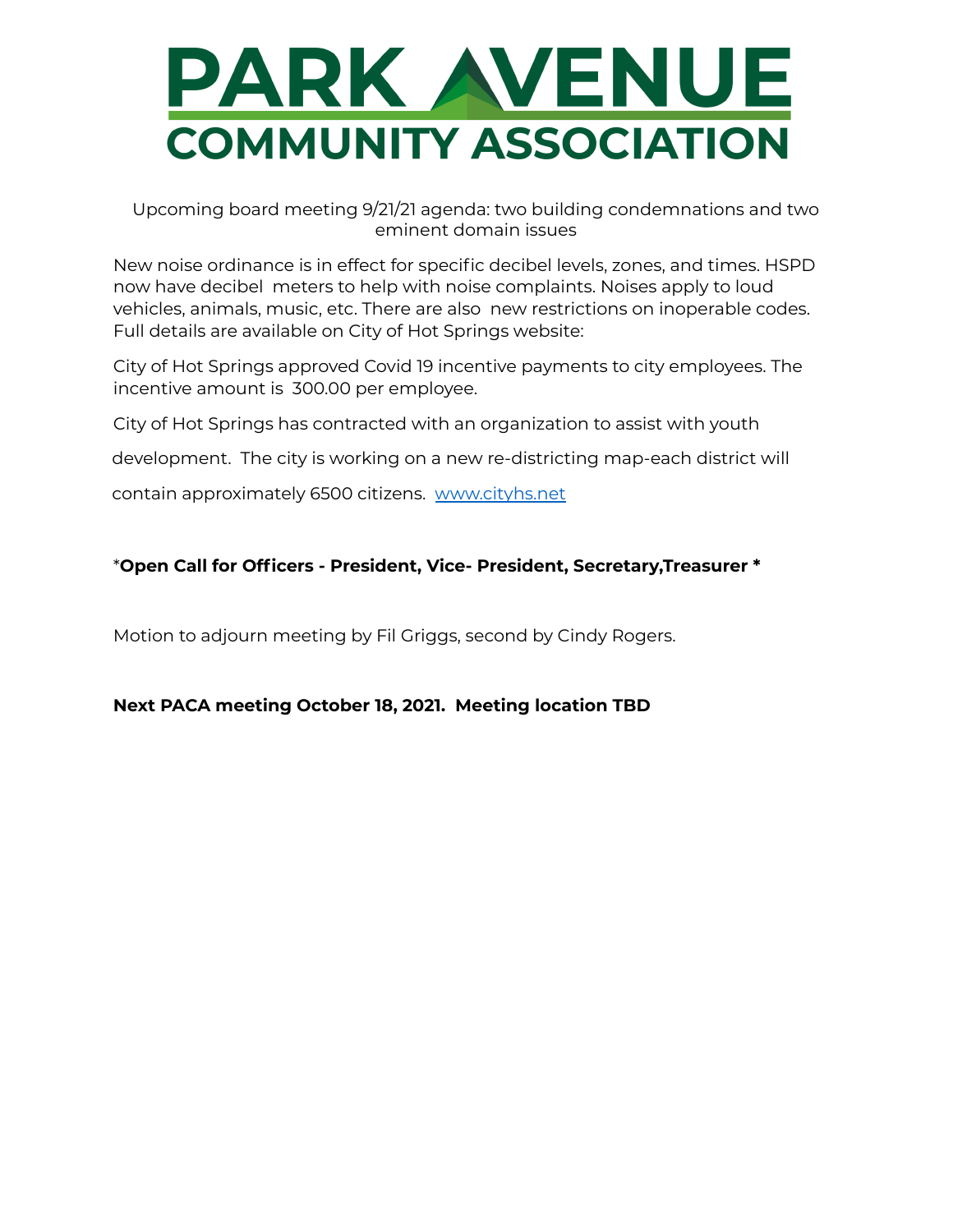# PARK AVENUE COMMUNITY ASSOCIATION

Upcoming board meeting 9/21/21 agenda: two building condemnations and two eminent domain issues

New noise ordinance is in effect for specific decibel levels, zones, and times. HSPD now have decibel meters to help with noise complaints. Noises apply to loud vehicles, animals, music, etc. There are also new restrictions on inoperable codes. Full details are available on City of Hot Springs website:

City of Hot Springs approved Covid 19 incentive payments to city employees. The incentive amount is 300.00 per employee.

City of Hot Springs has contracted with an organization to assist with youth development. The city is working on a new re-districting map-each district will contain approximately 6500 citizens. [www.cityhs.net](http://www.cityhs.net)

*__Open Call for Officers - President, Vice- President, Secretary,Treasurer *__

Motion to adjourn meeting by Fil Griggs, second by Cindy Rogers.

**Next PACA meeting October 18, 2021. Meeting location TBD**